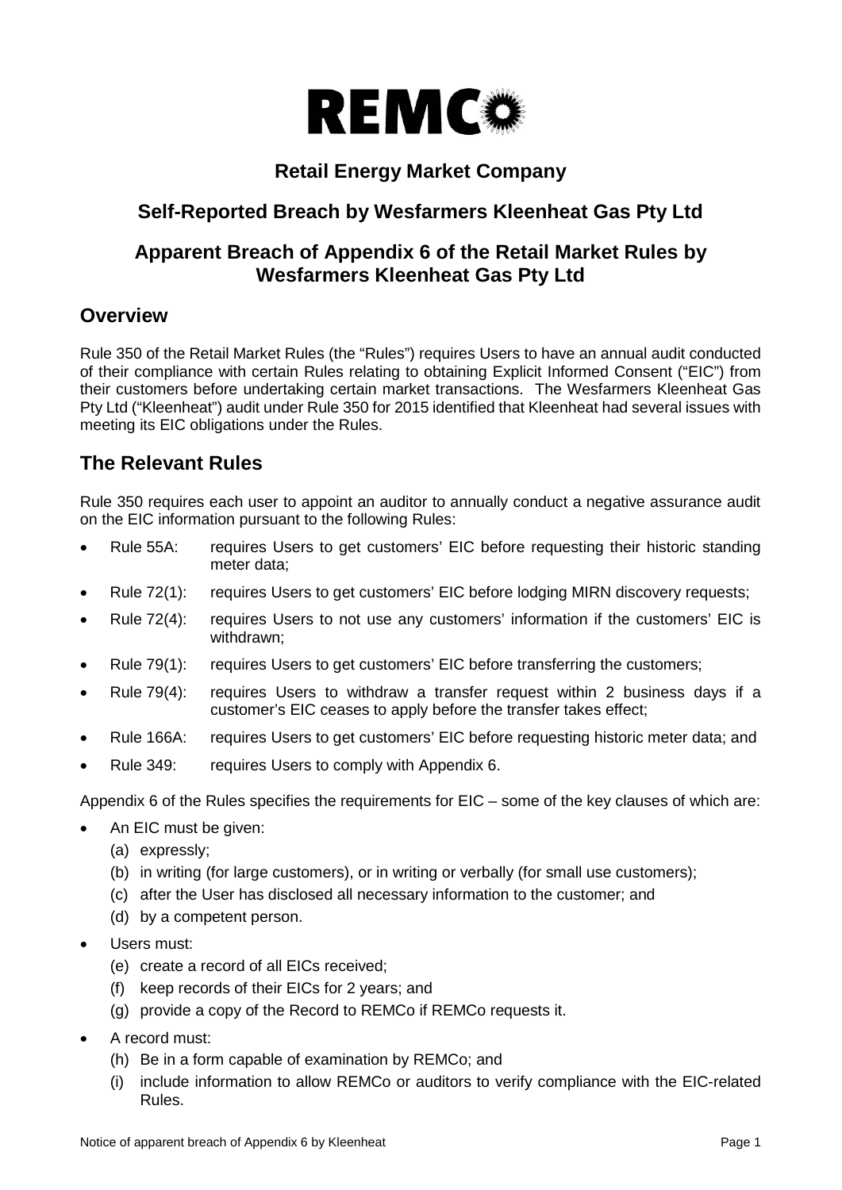# Retail Energy Market Company

## Self-Reported Breach by Wesfarmers Kleenheat Gas Pty Ltd

## Apparent Breach of Appendix 6 of the Retail Market Rules by Wesfarmers Kleenheat Gas Pty Ltd

## Overview

Rule 350 of the Retail Market Rules (the "Rules") requires Users to have an annual audit conducted of their compliance with certain Rules relating to obtaining Explicit Informed Consent ("EIC") from their customers before undertaking certain market transactions. The Wesfarmers Kleenheat Gas Pty Ltd ("Kleenheat") audit under Rule 350 for 2015 identified that Kleenheat had several issues with meeting its EIC obligations under the Rules.

## The Relevant Rules

Rule 350 requires each user to appoint an auditor to annually conduct a negative assurance audit on the EIC information pursuant to the following Rules:

- Rule 55A: requires Users to get customers' EIC before requesting their historic standing meter data;
- Rule 72(1): requires Users to get customers' EIC before lodging MIRN discovery requests;
- Rule 72(4): requires Users to not use any customers' information if the customers' EIC is withdrawn;
- Rule 79(1): requires Users to get customers' EIC before transferring the customers;
- Rule 79(4): requires Users to withdraw a transfer request within 2 business days if a customer's EIC ceases to apply before the transfer takes effect;
- Rule 166A: requires Users to get customers' EIC before requesting historic meter data; and
- Rule 349: requires Users to comply with Appendix 6.

Appendix 6 of the Rules specifies the requirements for EIC – some of the key clauses of which are:

- An EIC must be given:
  - (a) expressly;
  - (b) in writing (for large customers), or in writing or verbally (for small use customers);
  - (c) after the User has disclosed all necessary information to the customer; and
  - (d) by a competent person.
- Users must:
  - (e) create a record of all EICs received;
  - (f) keep records of their EICs for 2 years; and
  - (g) provide a copy of the Record to REMCo if REMCo requests it.
- A record must:
  - (h) Be in a form capable of examination by REMCo; and
  - (i) include information to allow REMCo or auditors to verify compliance with the EIC-related Rules.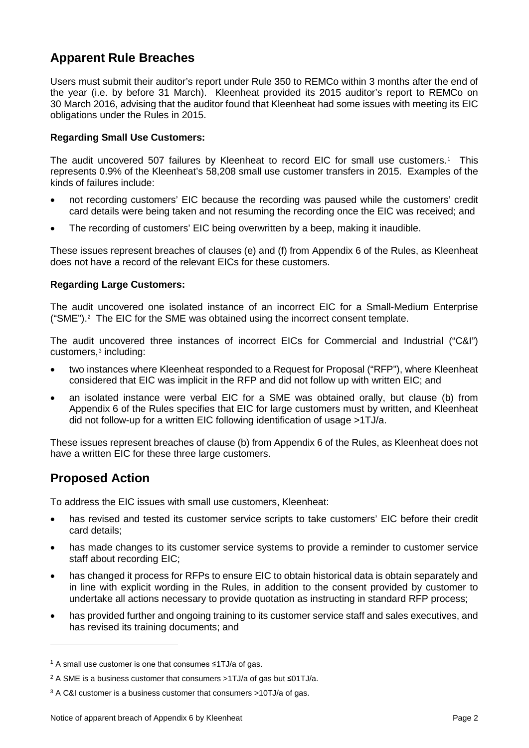## Apparent Rule Breaches

Users must submit their auditor's report under Rule 350 to REMCo within 3 months after the end of the year (i.e. by before 31 March). Kleenheat provided its 2015 auditor's report to REMCo on 30 March 2016, advising that the auditor found that Kleenheat had some issues with meeting its EIC obligations under the Rules in 2015.

**Regarding Small Use Customers:**

The audit uncovered 507 failures by Kleenheat to record EIC for small use customers.[1] This represents 0.9% of the Kleenheat's 58,208 small use customer transfers in 2015. Examples of the kinds of failures include:

- not recording customers' EIC because the recording was paused while the customers' credit card details were being taken and not resuming the recording once the EIC was received; and
- The recording of customers' EIC being overwritten by a beep, making it inaudible.

These issues represent breaches of clauses (e) and (f) from Appendix 6 of the Rules, as Kleenheat does not have a record of the relevant EICs for these customers.

**Regarding Large Customers:**

The audit uncovered one isolated instance of an incorrect EIC for a Small-Medium Enterprise ("SME").[2] The EIC for the SME was obtained using the incorrect consent template.

The audit uncovered three instances of incorrect EICs for Commercial and Industrial ("C&I") customers,[3] including:

- two instances where Kleenheat responded to a Request for Proposal ("RFP"), where Kleenheat considered that EIC was implicit in the RFP and did not follow up with written EIC; and
- an isolated instance were verbal EIC for a SME was obtained orally, but clause (b) from Appendix 6 of the Rules specifies that EIC for large customers must by written, and Kleenheat did not follow-up for a written EIC following identification of usage >1TJ/a.

These issues represent breaches of clause (b) from Appendix 6 of the Rules, as Kleenheat does not have a written EIC for these three large customers.

## Proposed Action

To address the EIC issues with small use customers, Kleenheat:

- has revised and tested its customer service scripts to take customers' EIC before their credit card details;
- has made changes to its customer service systems to provide a reminder to customer service staff about recording EIC;
- has changed it process for RFPs to ensure EIC to obtain historical data is obtain separately and in line with explicit wording in the Rules, in addition to the consent provided by customer to undertake all actions necessary to provide quotation as instructing in standard RFP process;
- has provided further and ongoing training to its customer service staff and sales executives, and has revised its training documents; and

---

[1] A small use customer is one that consumes ≤1TJ/a of gas.

[2] A SME is a business customer that consumers >1TJ/a of gas but ≤01TJ/a.

[3] A C&I customer is a business customer that consumers >10TJ/a of gas.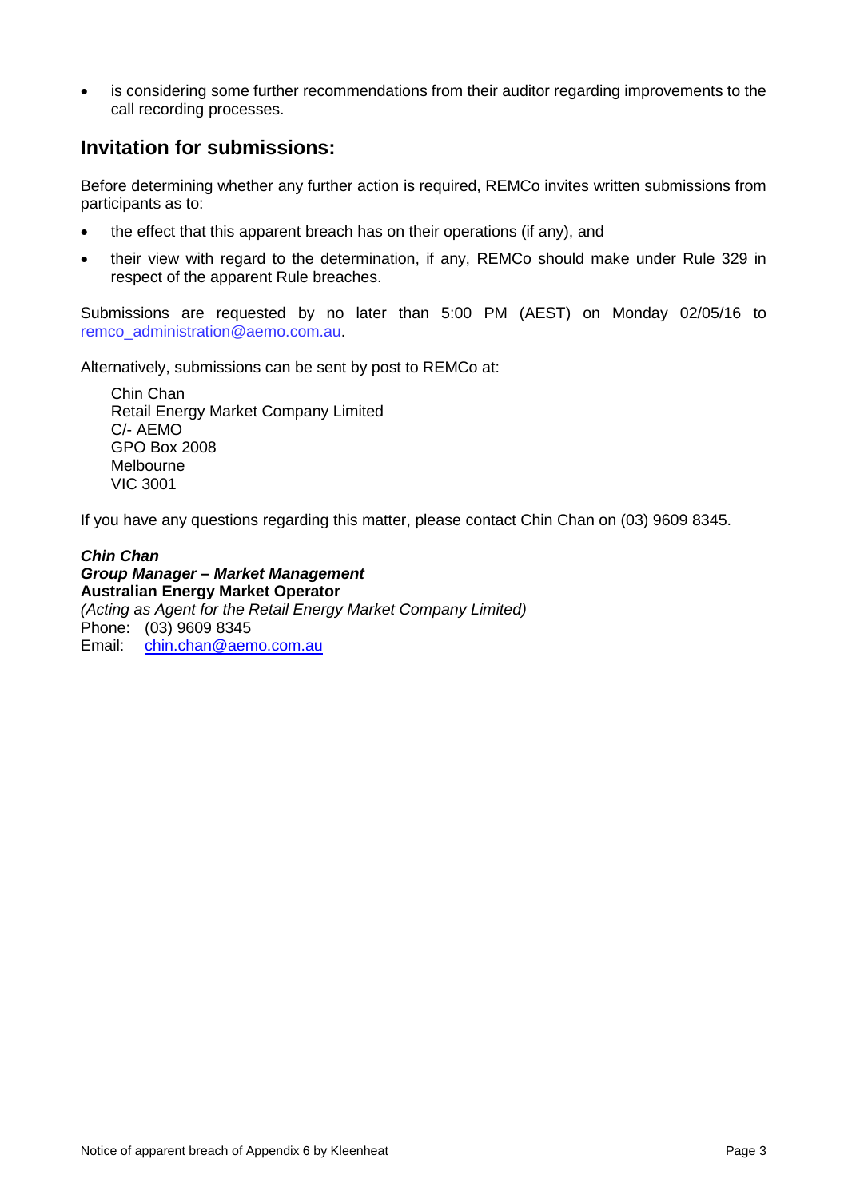- is considering some further recommendations from their auditor regarding improvements to the call recording processes.

## Invitation for submissions:

Before determining whether any further action is required, REMCo invites written submissions from participants as to:

- the effect that this apparent breach has on their operations (if any), and
- their view with regard to the determination, if any, REMCo should make under Rule 329 in respect of the apparent Rule breaches.

Submissions are requested by no later than 5:00 PM (AEST) on Monday 02/05/16 to remco_administration@aemo.com.au.

Alternatively, submissions can be sent by post to REMCo at:

Chin Chan
Retail Energy Market Company Limited
C/- AEMO
GPO Box 2008
Melbourne
VIC 3001

If you have any questions regarding this matter, please contact Chin Chan on (03) 9609 8345.

***Chin Chan***
***Group Manager – Market Management***
**Australian Energy Market Operator**
*(Acting as Agent for the Retail Energy Market Company Limited)*
Phone: (03) 9609 8345
Email: chin.chan@aemo.com.au